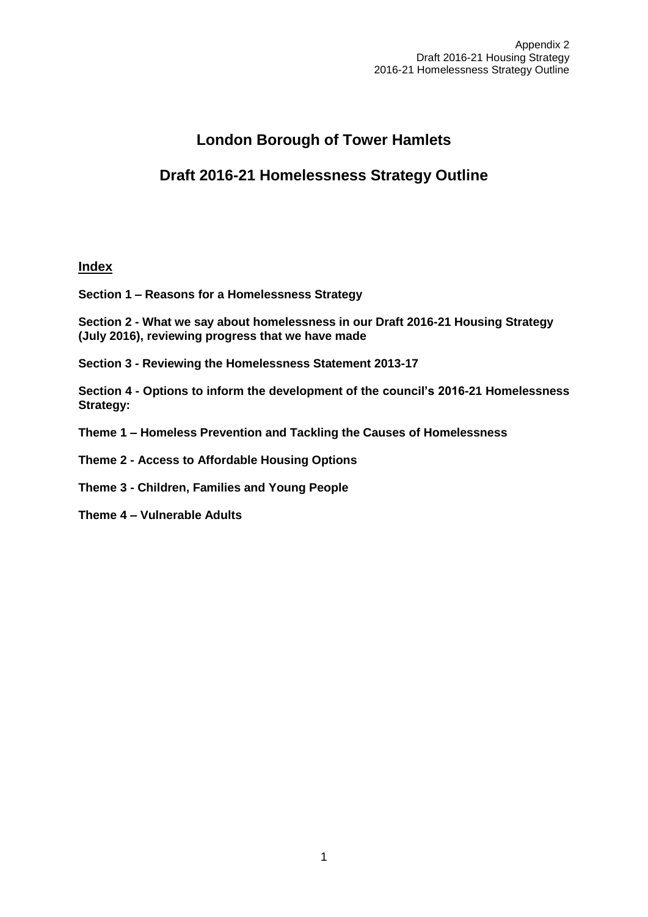Appendix 2
Draft 2016-21 Housing Strategy
2016-21 Homelessness Strategy Outline

# London Borough of Tower Hamlets

# Draft 2016-21 Homelessness Strategy Outline

## Index

**Section 1 – Reasons for a Homelessness Strategy**

**Section 2 - What we say about homelessness in our Draft 2016-21 Housing Strategy (July 2016), reviewing progress that we have made**

**Section 3 - Reviewing the Homelessness Statement 2013-17**

**Section 4 - Options to inform the development of the council's 2016-21 Homelessness Strategy:**

**Theme 1 – Homeless Prevention and Tackling the Causes of Homelessness**

**Theme 2 - Access to Affordable Housing Options**

**Theme 3 - Children, Families and Young People**

**Theme 4 – Vulnerable Adults**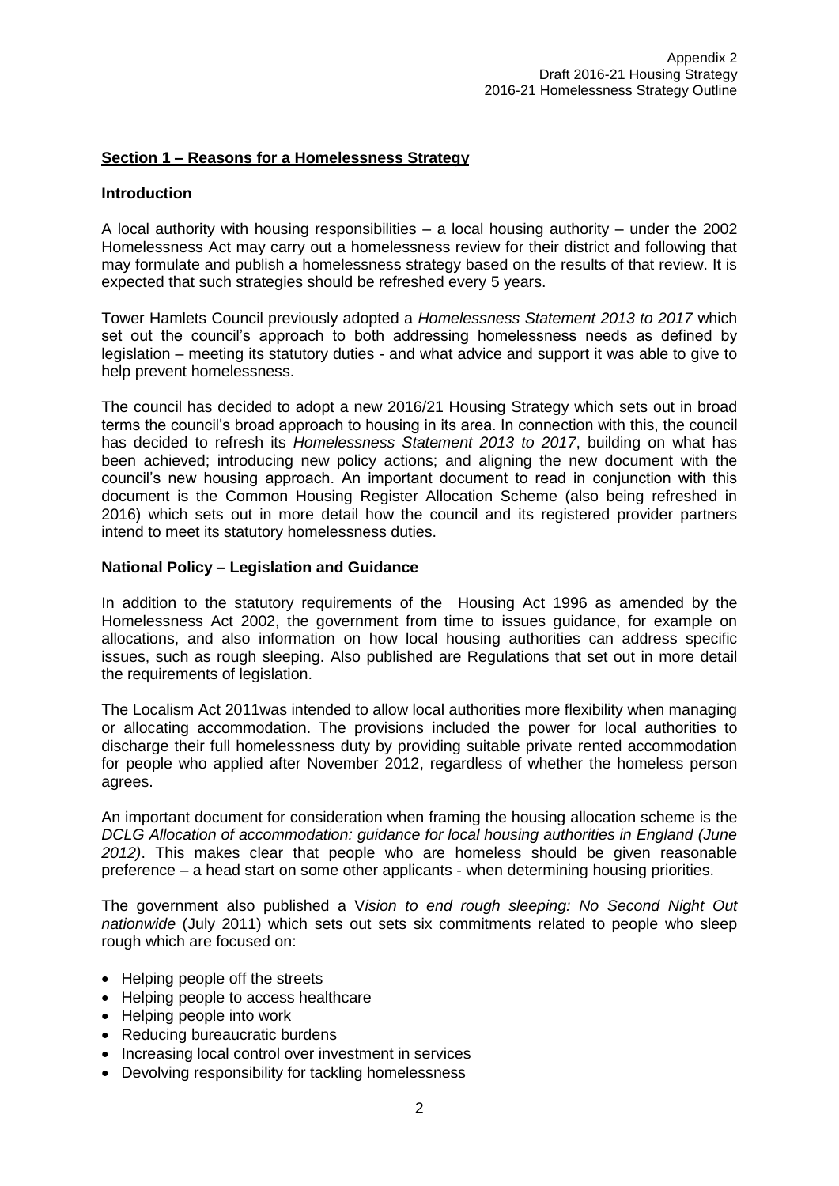## Section 1 – Reasons for a Homelessness Strategy

### Introduction

A local authority with housing responsibilities – a local housing authority – under the 2002 Homelessness Act may carry out a homelessness review for their district and following that may formulate and publish a homelessness strategy based on the results of that review. It is expected that such strategies should be refreshed every 5 years.

Tower Hamlets Council previously adopted a *Homelessness Statement 2013 to 2017* which set out the council's approach to both addressing homelessness needs as defined by legislation – meeting its statutory duties - and what advice and support it was able to give to help prevent homelessness.

The council has decided to adopt a new 2016/21 Housing Strategy which sets out in broad terms the council's broad approach to housing in its area. In connection with this, the council has decided to refresh its *Homelessness Statement 2013 to 2017*, building on what has been achieved; introducing new policy actions; and aligning the new document with the council's new housing approach. An important document to read in conjunction with this document is the Common Housing Register Allocation Scheme (also being refreshed in 2016) which sets out in more detail how the council and its registered provider partners intend to meet its statutory homelessness duties.

### National Policy – Legislation and Guidance

In addition to the statutory requirements of the Housing Act 1996 as amended by the Homelessness Act 2002, the government from time to issues guidance, for example on allocations, and also information on how local housing authorities can address specific issues, such as rough sleeping. Also published are Regulations that set out in more detail the requirements of legislation.

The Localism Act 2011was intended to allow local authorities more flexibility when managing or allocating accommodation. The provisions included the power for local authorities to discharge their full homelessness duty by providing suitable private rented accommodation for people who applied after November 2012, regardless of whether the homeless person agrees.

An important document for consideration when framing the housing allocation scheme is the *DCLG Allocation of accommodation: guidance for local housing authorities in England (June 2012)*. This makes clear that people who are homeless should be given reasonable preference – a head start on some other applicants - when determining housing priorities.

The government also published a V*ision to end rough sleeping: No Second Night Out nationwide* (July 2011) which sets out sets six commitments related to people who sleep rough which are focused on:

- Helping people off the streets
- Helping people to access healthcare
- Helping people into work
- Reducing bureaucratic burdens
- Increasing local control over investment in services
- Devolving responsibility for tackling homelessness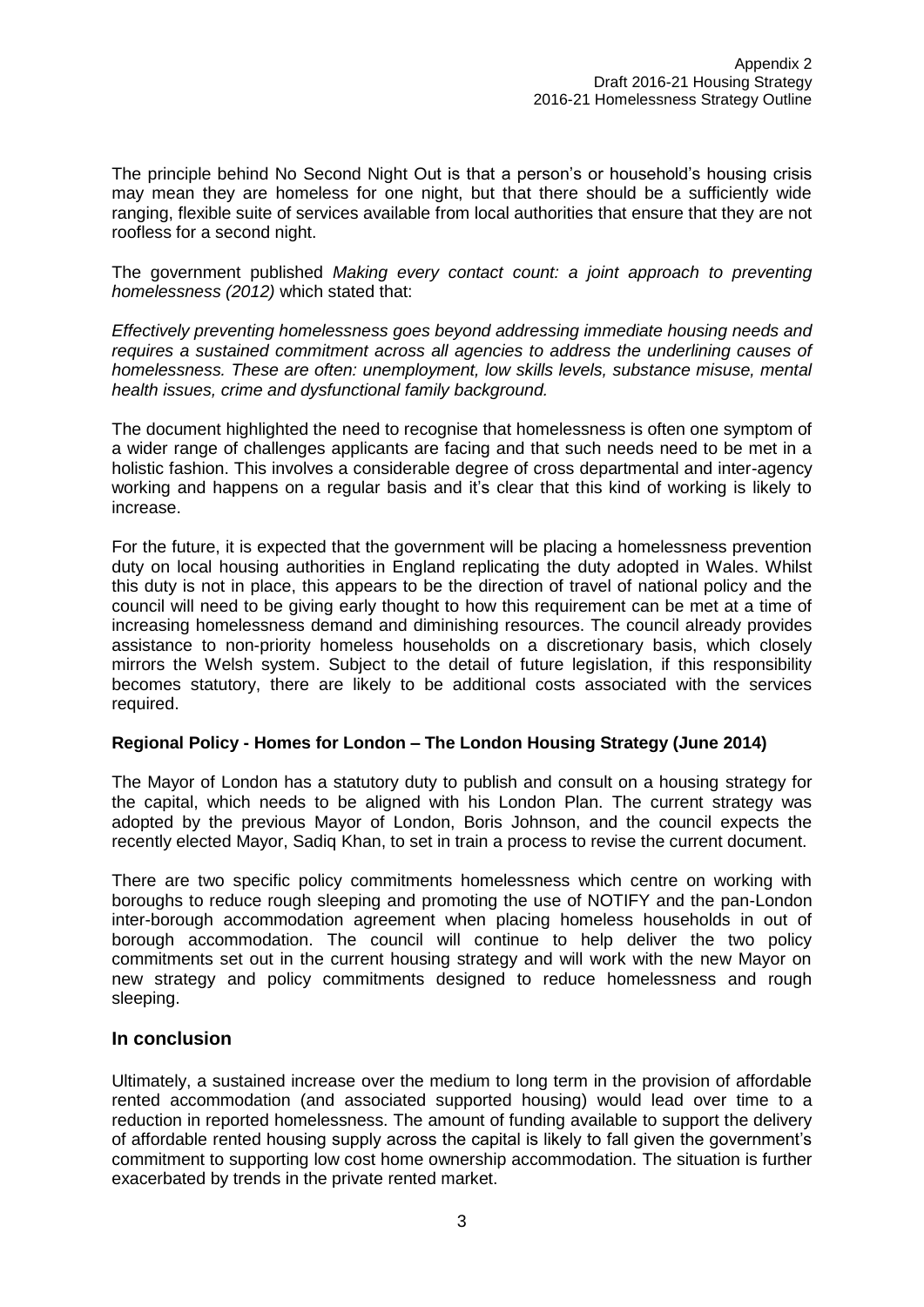The principle behind No Second Night Out is that a person's or household's housing crisis may mean they are homeless for one night, but that there should be a sufficiently wide ranging, flexible suite of services available from local authorities that ensure that they are not roofless for a second night.

The government published *Making every contact count: a joint approach to preventing homelessness (2012)* which stated that:

*Effectively preventing homelessness goes beyond addressing immediate housing needs and requires a sustained commitment across all agencies to address the underlining causes of homelessness. These are often: unemployment, low skills levels, substance misuse, mental health issues, crime and dysfunctional family background.*

The document highlighted the need to recognise that homelessness is often one symptom of a wider range of challenges applicants are facing and that such needs need to be met in a holistic fashion. This involves a considerable degree of cross departmental and inter-agency working and happens on a regular basis and it's clear that this kind of working is likely to increase.

For the future, it is expected that the government will be placing a homelessness prevention duty on local housing authorities in England replicating the duty adopted in Wales. Whilst this duty is not in place, this appears to be the direction of travel of national policy and the council will need to be giving early thought to how this requirement can be met at a time of increasing homelessness demand and diminishing resources. The council already provides assistance to non-priority homeless households on a discretionary basis, which closely mirrors the Welsh system. Subject to the detail of future legislation, if this responsibility becomes statutory, there are likely to be additional costs associated with the services required.

**Regional Policy - Homes for London – The London Housing Strategy (June 2014)**

The Mayor of London has a statutory duty to publish and consult on a housing strategy for the capital, which needs to be aligned with his London Plan. The current strategy was adopted by the previous Mayor of London, Boris Johnson, and the council expects the recently elected Mayor, Sadiq Khan, to set in train a process to revise the current document.

There are two specific policy commitments homelessness which centre on working with boroughs to reduce rough sleeping and promoting the use of NOTIFY and the pan-London inter-borough accommodation agreement when placing homeless households in out of borough accommodation. The council will continue to help deliver the two policy commitments set out in the current housing strategy and will work with the new Mayor on new strategy and policy commitments designed to reduce homelessness and rough sleeping.

## In conclusion

Ultimately, a sustained increase over the medium to long term in the provision of affordable rented accommodation (and associated supported housing) would lead over time to a reduction in reported homelessness. The amount of funding available to support the delivery of affordable rented housing supply across the capital is likely to fall given the government's commitment to supporting low cost home ownership accommodation. The situation is further exacerbated by trends in the private rented market.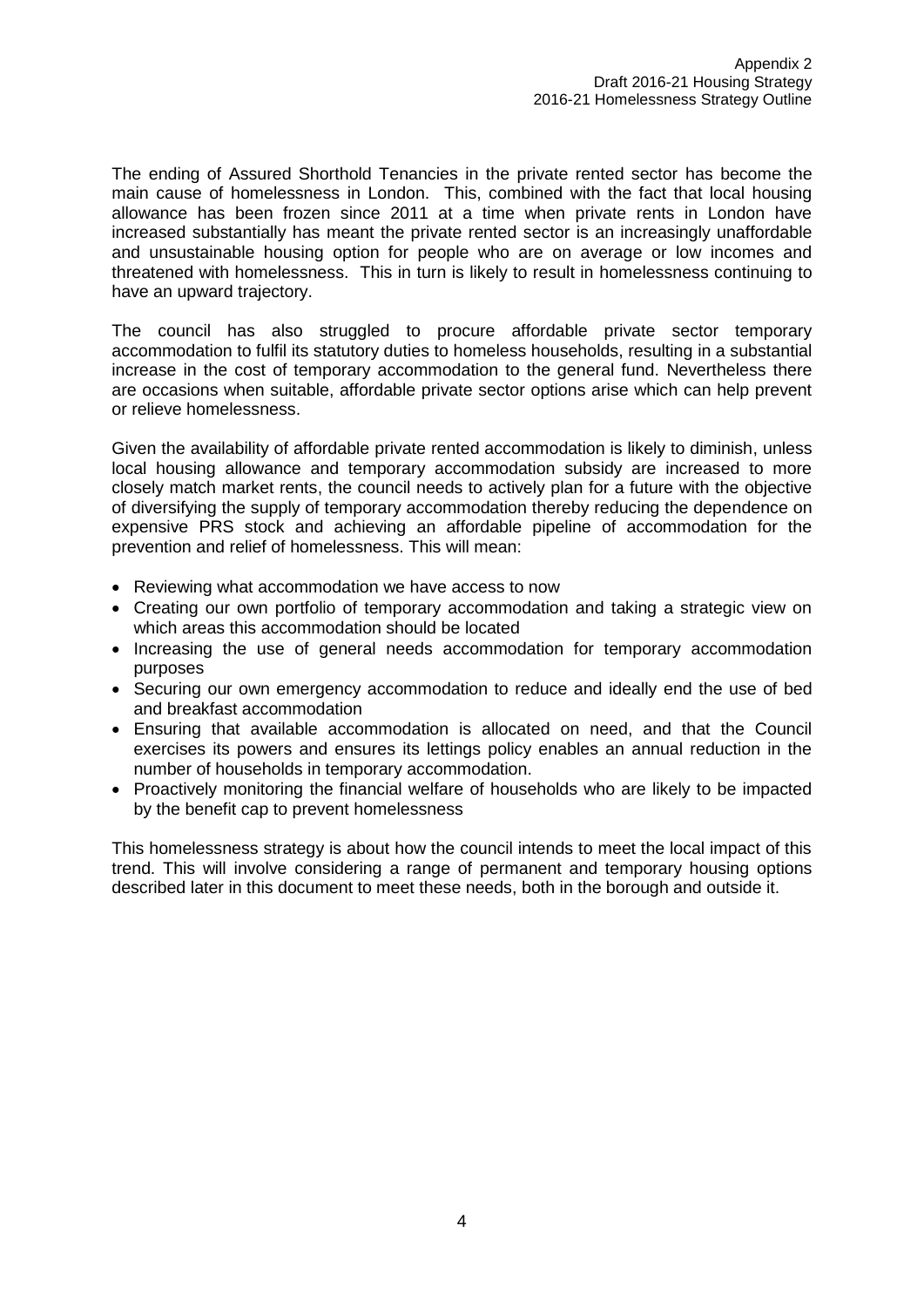The ending of Assured Shorthold Tenancies in the private rented sector has become the main cause of homelessness in London. This, combined with the fact that local housing allowance has been frozen since 2011 at a time when private rents in London have increased substantially has meant the private rented sector is an increasingly unaffordable and unsustainable housing option for people who are on average or low incomes and threatened with homelessness. This in turn is likely to result in homelessness continuing to have an upward trajectory.

The council has also struggled to procure affordable private sector temporary accommodation to fulfil its statutory duties to homeless households, resulting in a substantial increase in the cost of temporary accommodation to the general fund. Nevertheless there are occasions when suitable, affordable private sector options arise which can help prevent or relieve homelessness.

Given the availability of affordable private rented accommodation is likely to diminish, unless local housing allowance and temporary accommodation subsidy are increased to more closely match market rents, the council needs to actively plan for a future with the objective of diversifying the supply of temporary accommodation thereby reducing the dependence on expensive PRS stock and achieving an affordable pipeline of accommodation for the prevention and relief of homelessness. This will mean:

- Reviewing what accommodation we have access to now
- Creating our own portfolio of temporary accommodation and taking a strategic view on which areas this accommodation should be located
- Increasing the use of general needs accommodation for temporary accommodation purposes
- Securing our own emergency accommodation to reduce and ideally end the use of bed and breakfast accommodation
- Ensuring that available accommodation is allocated on need, and that the Council exercises its powers and ensures its lettings policy enables an annual reduction in the number of households in temporary accommodation.
- Proactively monitoring the financial welfare of households who are likely to be impacted by the benefit cap to prevent homelessness

This homelessness strategy is about how the council intends to meet the local impact of this trend. This will involve considering a range of permanent and temporary housing options described later in this document to meet these needs, both in the borough and outside it.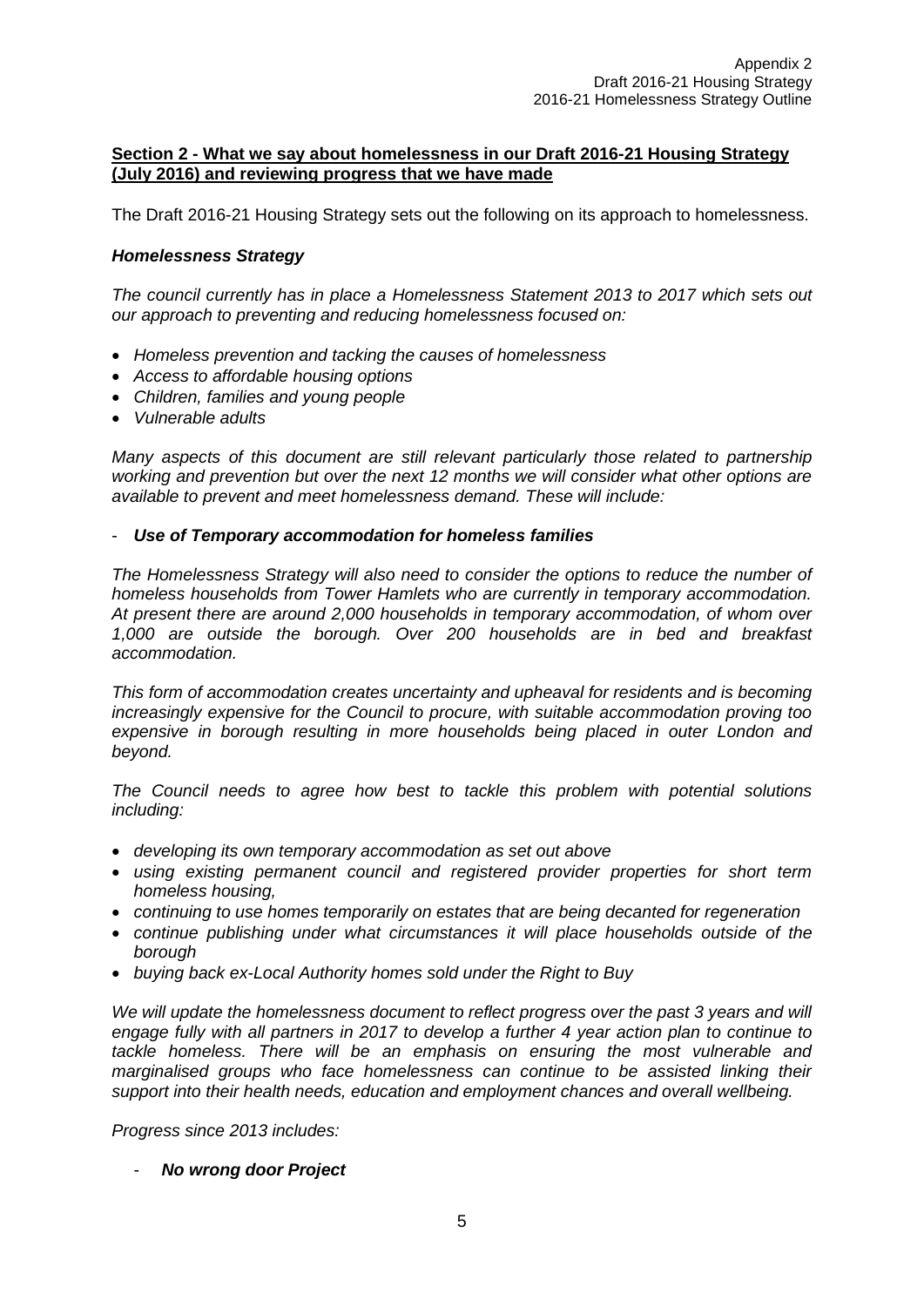**Section 2 - What we say about homelessness in our Draft 2016-21 Housing Strategy (July 2016) and reviewing progress that we have made**

The Draft 2016-21 Housing Strategy sets out the following on its approach to homelessness.

***Homelessness Strategy***

*The council currently has in place a Homelessness Statement 2013 to 2017 which sets out our approach to preventing and reducing homelessness focused on:*

- *Homeless prevention and tacking the causes of homelessness*
- *Access to affordable housing options*
- *Children, families and young people*
- *Vulnerable adults*

*Many aspects of this document are still relevant particularly those related to partnership working and prevention but over the next 12 months we will consider what other options are available to prevent and meet homelessness demand. These will include:*

- ***Use of Temporary accommodation for homeless families***

*The Homelessness Strategy will also need to consider the options to reduce the number of homeless households from Tower Hamlets who are currently in temporary accommodation. At present there are around 2,000 households in temporary accommodation, of whom over 1,000 are outside the borough. Over 200 households are in bed and breakfast accommodation.*

*This form of accommodation creates uncertainty and upheaval for residents and is becoming increasingly expensive for the Council to procure, with suitable accommodation proving too expensive in borough resulting in more households being placed in outer London and beyond.*

*The Council needs to agree how best to tackle this problem with potential solutions including:*

- *developing its own temporary accommodation as set out above*
- *using existing permanent council and registered provider properties for short term homeless housing,*
- *continuing to use homes temporarily on estates that are being decanted for regeneration*
- *continue publishing under what circumstances it will place households outside of the borough*
- *buying back ex-Local Authority homes sold under the Right to Buy*

*We will update the homelessness document to reflect progress over the past 3 years and will engage fully with all partners in 2017 to develop a further 4 year action plan to continue to tackle homeless. There will be an emphasis on ensuring the most vulnerable and marginalised groups who face homelessness can continue to be assisted linking their support into their health needs, education and employment chances and overall wellbeing.*

*Progress since 2013 includes:*

- ***No wrong door Project***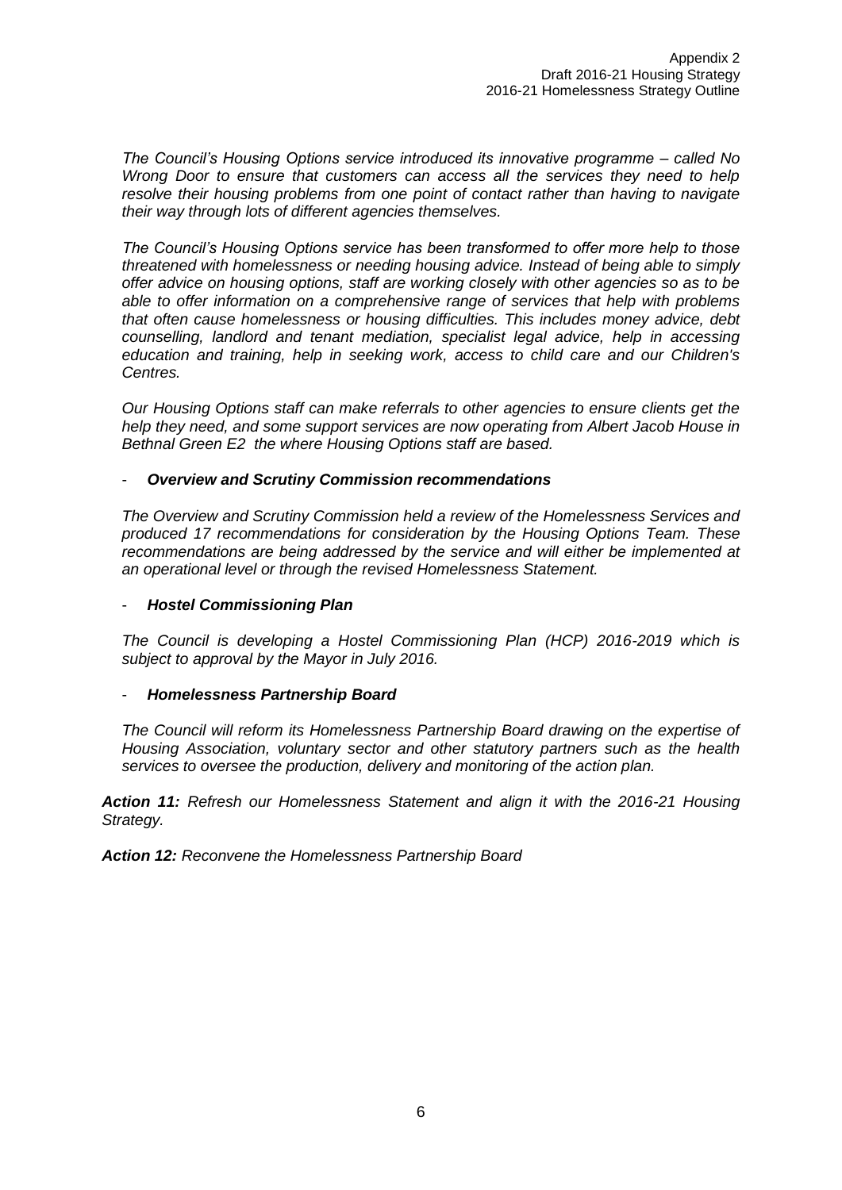*The Council's Housing Options service introduced its innovative programme – called No Wrong Door to ensure that customers can access all the services they need to help resolve their housing problems from one point of contact rather than having to navigate their way through lots of different agencies themselves.*

*The Council's Housing Options service has been transformed to offer more help to those threatened with homelessness or needing housing advice. Instead of being able to simply offer advice on housing options, staff are working closely with other agencies so as to be able to offer information on a comprehensive range of services that help with problems that often cause homelessness or housing difficulties. This includes money advice, debt counselling, landlord and tenant mediation, specialist legal advice, help in accessing education and training, help in seeking work, access to child care and our Children's Centres.*

*Our Housing Options staff can make referrals to other agencies to ensure clients get the help they need, and some support services are now operating from Albert Jacob House in Bethnal Green E2 the where Housing Options staff are based.*

- ***Overview and Scrutiny Commission recommendations***

*The Overview and Scrutiny Commission held a review of the Homelessness Services and produced 17 recommendations for consideration by the Housing Options Team. These recommendations are being addressed by the service and will either be implemented at an operational level or through the revised Homelessness Statement.*

- ***Hostel Commissioning Plan***

*The Council is developing a Hostel Commissioning Plan (HCP) 2016-2019 which is subject to approval by the Mayor in July 2016.*

- ***Homelessness Partnership Board***

*The Council will reform its Homelessness Partnership Board drawing on the expertise of Housing Association, voluntary sector and other statutory partners such as the health services to oversee the production, delivery and monitoring of the action plan.*

***Action 11:*** *Refresh our Homelessness Statement and align it with the 2016-21 Housing Strategy.*

***Action 12:*** *Reconvene the Homelessness Partnership Board*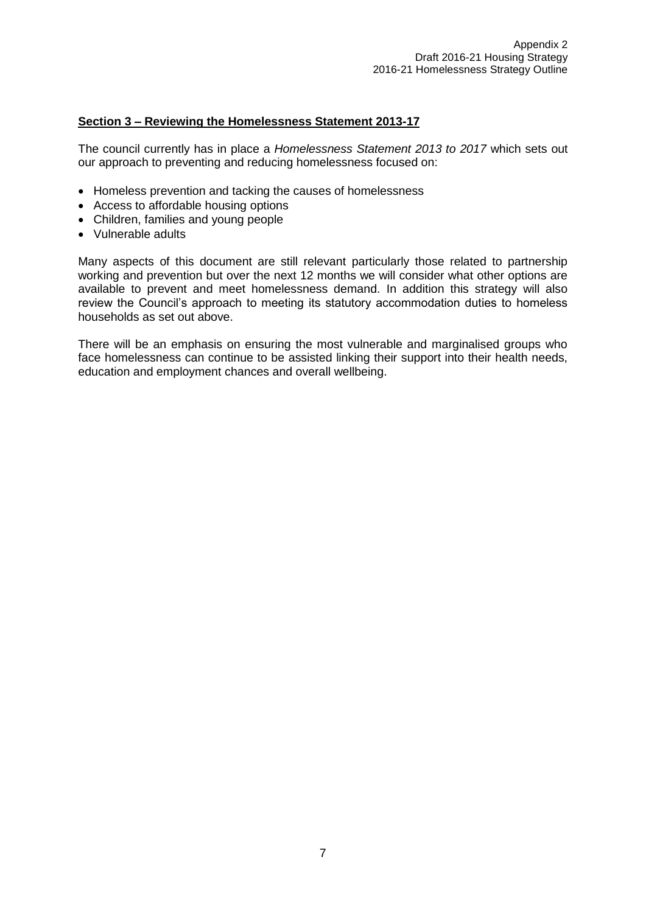## Section 3 – Reviewing the Homelessness Statement 2013-17

The council currently has in place a *Homelessness Statement 2013 to 2017* which sets out our approach to preventing and reducing homelessness focused on:

- Homeless prevention and tacking the causes of homelessness
- Access to affordable housing options
- Children, families and young people
- Vulnerable adults

Many aspects of this document are still relevant particularly those related to partnership working and prevention but over the next 12 months we will consider what other options are available to prevent and meet homelessness demand. In addition this strategy will also review the Council's approach to meeting its statutory accommodation duties to homeless households as set out above.

There will be an emphasis on ensuring the most vulnerable and marginalised groups who face homelessness can continue to be assisted linking their support into their health needs, education and employment chances and overall wellbeing.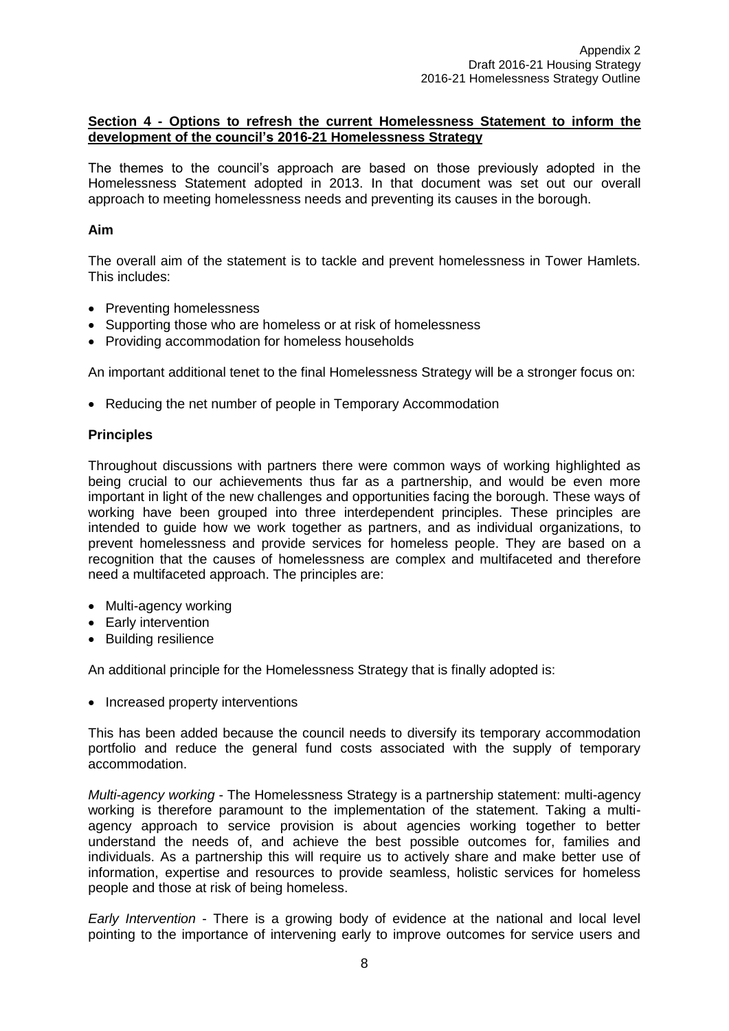**Section 4 - Options to refresh the current Homelessness Statement to inform the development of the council's 2016-21 Homelessness Strategy**

The themes to the council's approach are based on those previously adopted in the Homelessness Statement adopted in 2013. In that document was set out our overall approach to meeting homelessness needs and preventing its causes in the borough.

**Aim**

The overall aim of the statement is to tackle and prevent homelessness in Tower Hamlets. This includes:

- Preventing homelessness
- Supporting those who are homeless or at risk of homelessness
- Providing accommodation for homeless households

An important additional tenet to the final Homelessness Strategy will be a stronger focus on:

- Reducing the net number of people in Temporary Accommodation

**Principles**

Throughout discussions with partners there were common ways of working highlighted as being crucial to our achievements thus far as a partnership, and would be even more important in light of the new challenges and opportunities facing the borough. These ways of working have been grouped into three interdependent principles. These principles are intended to guide how we work together as partners, and as individual organizations, to prevent homelessness and provide services for homeless people. They are based on a recognition that the causes of homelessness are complex and multifaceted and therefore need a multifaceted approach. The principles are:

- Multi-agency working
- Early intervention
- Building resilience

An additional principle for the Homelessness Strategy that is finally adopted is:

- Increased property interventions

This has been added because the council needs to diversify its temporary accommodation portfolio and reduce the general fund costs associated with the supply of temporary accommodation.

*Multi-agency working* - The Homelessness Strategy is a partnership statement: multi-agency working is therefore paramount to the implementation of the statement. Taking a multi-agency approach to service provision is about agencies working together to better understand the needs of, and achieve the best possible outcomes for, families and individuals. As a partnership this will require us to actively share and make better use of information, expertise and resources to provide seamless, holistic services for homeless people and those at risk of being homeless.

*Early Intervention* - There is a growing body of evidence at the national and local level pointing to the importance of intervening early to improve outcomes for service users and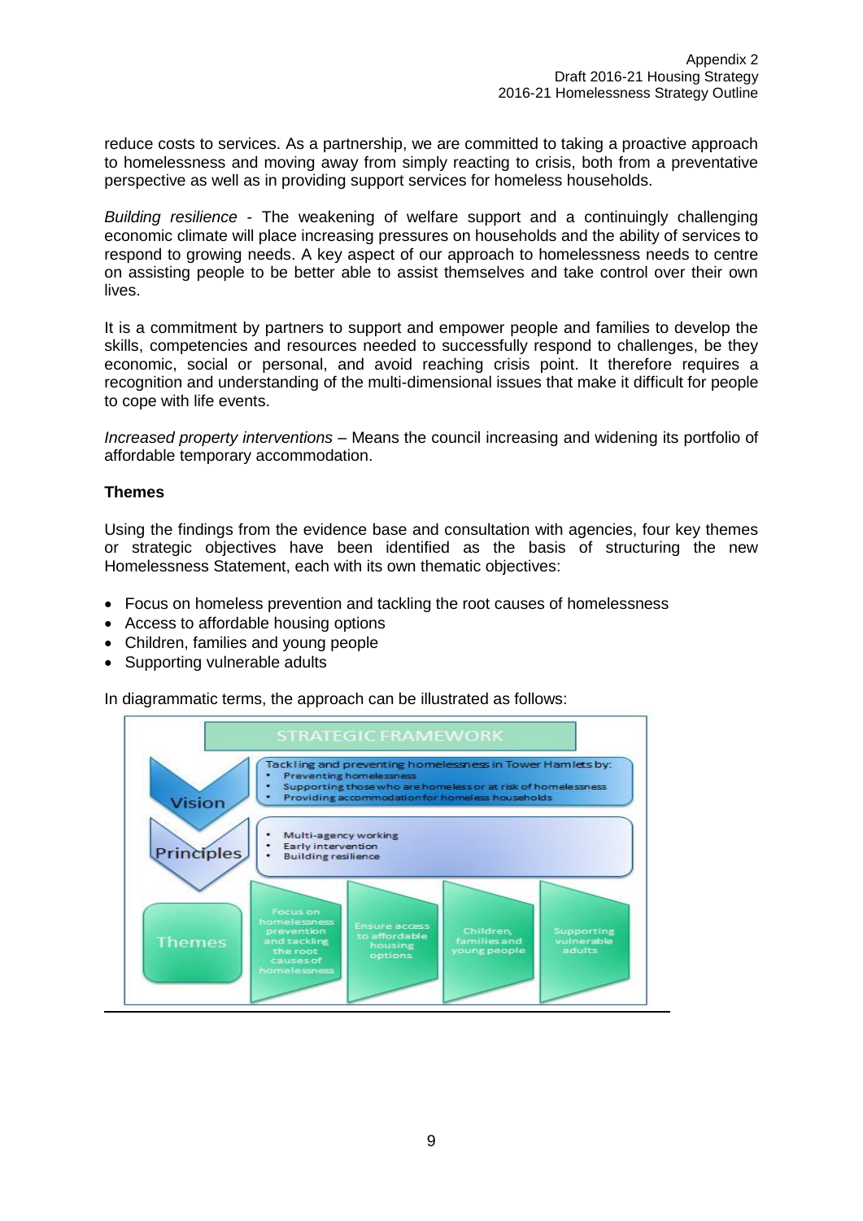reduce costs to services. As a partnership, we are committed to taking a proactive approach to homelessness and moving away from simply reacting to crisis, both from a preventative perspective as well as in providing support services for homeless households.

*Building resilience* - The weakening of welfare support and a continuingly challenging economic climate will place increasing pressures on households and the ability of services to respond to growing needs. A key aspect of our approach to homelessness needs to centre on assisting people to be better able to assist themselves and take control over their own lives.

It is a commitment by partners to support and empower people and families to develop the skills, competencies and resources needed to successfully respond to challenges, be they economic, social or personal, and avoid reaching crisis point. It therefore requires a recognition and understanding of the multi-dimensional issues that make it difficult for people to cope with life events.

*Increased property interventions* – Means the council increasing and widening its portfolio of affordable temporary accommodation.

**Themes**

Using the findings from the evidence base and consultation with agencies, four key themes or strategic objectives have been identified as the basis of structuring the new Homelessness Statement, each with its own thematic objectives:

- Focus on homeless prevention and tackling the root causes of homelessness
- Access to affordable housing options
- Children, families and young people
- Supporting vulnerable adults

In diagrammatic terms, the approach can be illustrated as follows:

STRATEGIC FRAMEWORK

**Vision**

Tackling and preventing homelessness in Tower Hamlets by:

- Preventing homelessness
- Supporting those who are homeless or at risk of homelessness
- Providing accommodation for homeless households

**Principles**

- Multi-agency working
- Early intervention
- Building resilience

**Themes**

- Focus on homelessness prevention and tackling the root causes of homelessness
- Ensure access to affordable housing options
- Children, families and young people
- Supporting vulnerable adults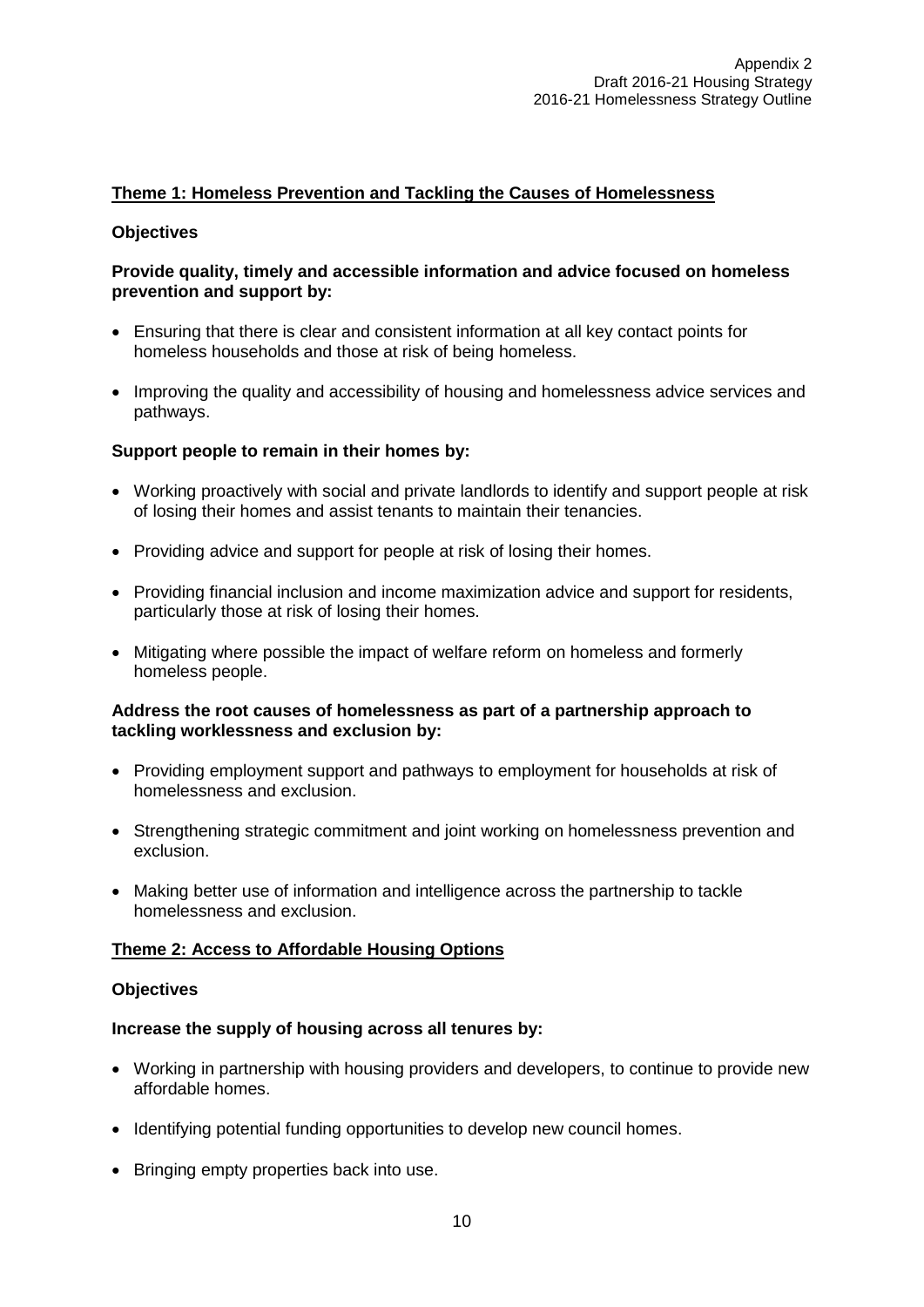## Theme 1: Homeless Prevention and Tackling the Causes of Homelessness

### Objectives

**Provide quality, timely and accessible information and advice focused on homeless prevention and support by:**

- Ensuring that there is clear and consistent information at all key contact points for homeless households and those at risk of being homeless.
- Improving the quality and accessibility of housing and homelessness advice services and pathways.

**Support people to remain in their homes by:**

- Working proactively with social and private landlords to identify and support people at risk of losing their homes and assist tenants to maintain their tenancies.
- Providing advice and support for people at risk of losing their homes.
- Providing financial inclusion and income maximization advice and support for residents, particularly those at risk of losing their homes.
- Mitigating where possible the impact of welfare reform on homeless and formerly homeless people.

**Address the root causes of homelessness as part of a partnership approach to tackling worklessness and exclusion by:**

- Providing employment support and pathways to employment for households at risk of homelessness and exclusion.
- Strengthening strategic commitment and joint working on homelessness prevention and exclusion.
- Making better use of information and intelligence across the partnership to tackle homelessness and exclusion.

## Theme 2: Access to Affordable Housing Options

### Objectives

**Increase the supply of housing across all tenures by:**

- Working in partnership with housing providers and developers, to continue to provide new affordable homes.
- Identifying potential funding opportunities to develop new council homes.
- Bringing empty properties back into use.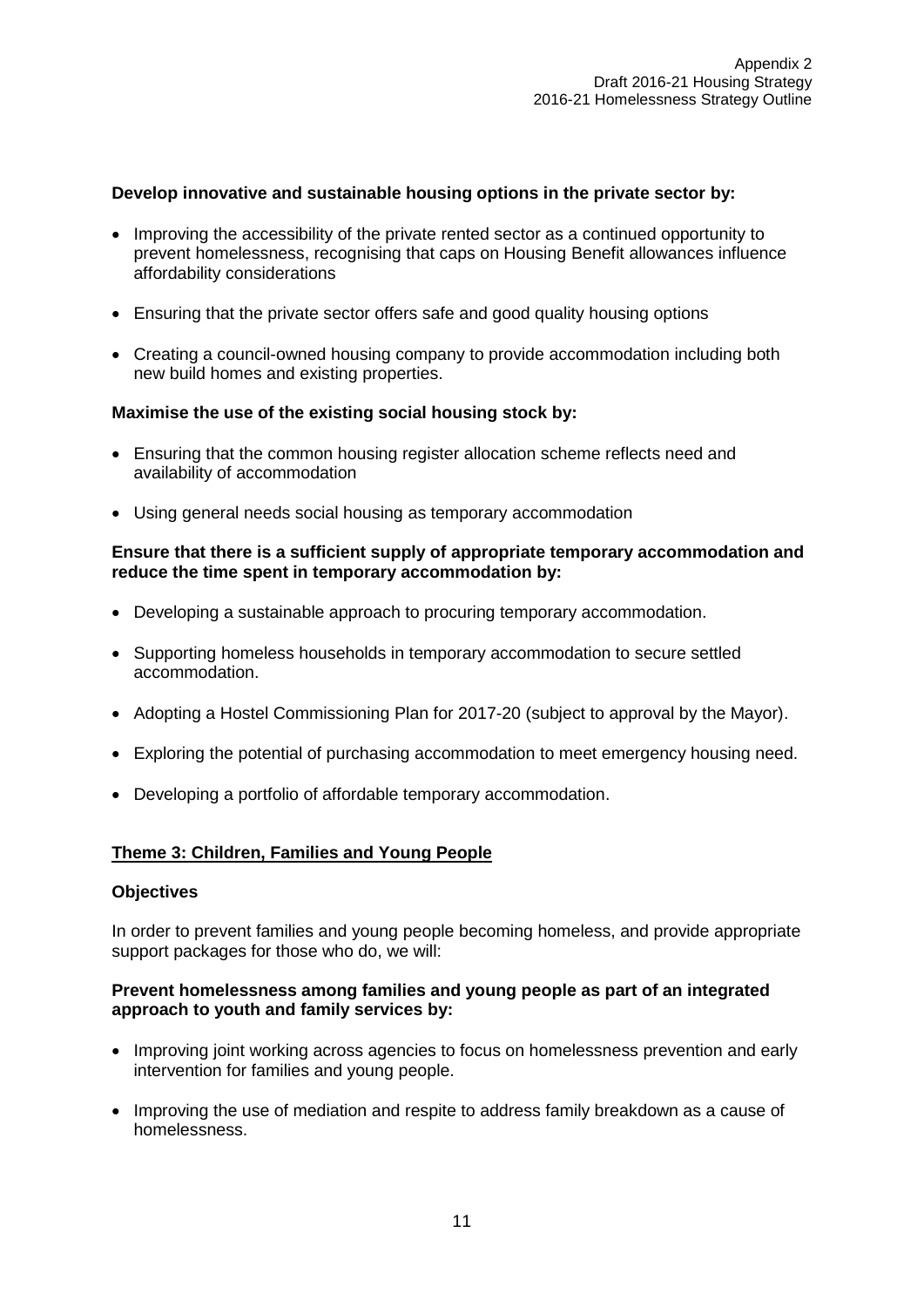**Develop innovative and sustainable housing options in the private sector by:**

- Improving the accessibility of the private rented sector as a continued opportunity to prevent homelessness, recognising that caps on Housing Benefit allowances influence affordability considerations
- Ensuring that the private sector offers safe and good quality housing options
- Creating a council-owned housing company to provide accommodation including both new build homes and existing properties.

**Maximise the use of the existing social housing stock by:**

- Ensuring that the common housing register allocation scheme reflects need and availability of accommodation
- Using general needs social housing as temporary accommodation

**Ensure that there is a sufficient supply of appropriate temporary accommodation and reduce the time spent in temporary accommodation by:**

- Developing a sustainable approach to procuring temporary accommodation.
- Supporting homeless households in temporary accommodation to secure settled accommodation.
- Adopting a Hostel Commissioning Plan for 2017-20 (subject to approval by the Mayor).
- Exploring the potential of purchasing accommodation to meet emergency housing need.
- Developing a portfolio of affordable temporary accommodation.

## Theme 3: Children, Families and Young People

**Objectives**

In order to prevent families and young people becoming homeless, and provide appropriate support packages for those who do, we will:

**Prevent homelessness among families and young people as part of an integrated approach to youth and family services by:**

- Improving joint working across agencies to focus on homelessness prevention and early intervention for families and young people.
- Improving the use of mediation and respite to address family breakdown as a cause of homelessness.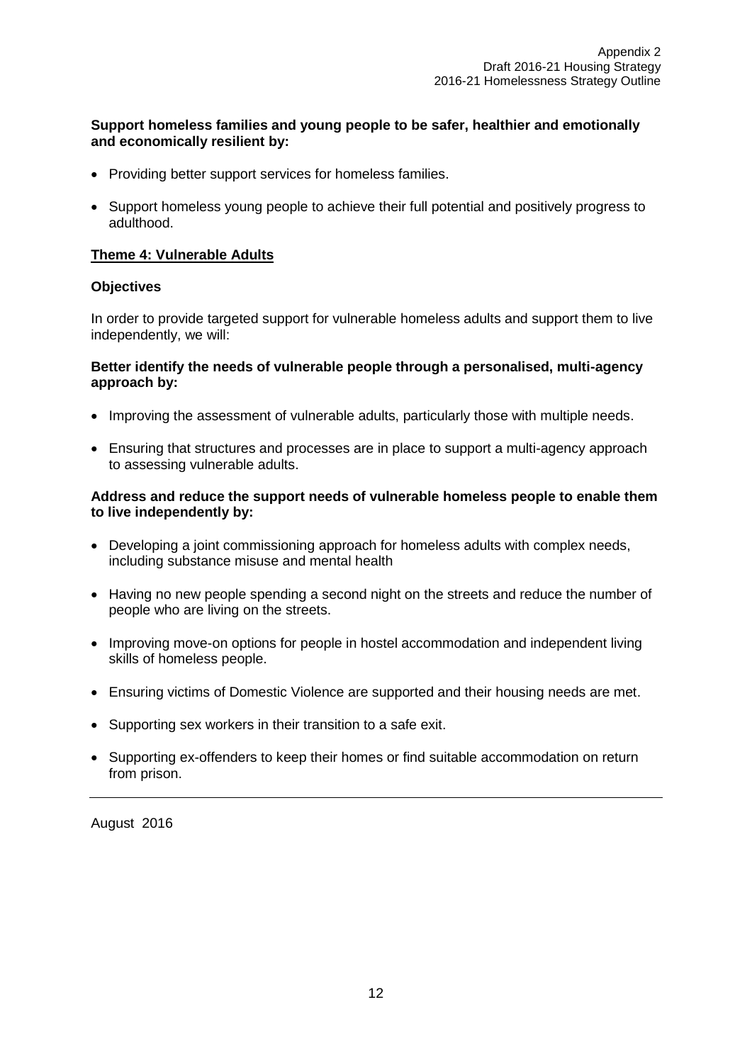**Support homeless families and young people to be safer, healthier and emotionally and economically resilient by:**

- Providing better support services for homeless families.
- Support homeless young people to achieve their full potential and positively progress to adulthood.

## Theme 4: Vulnerable Adults

### Objectives

In order to provide targeted support for vulnerable homeless adults and support them to live independently, we will:

**Better identify the needs of vulnerable people through a personalised, multi-agency approach by:**

- Improving the assessment of vulnerable adults, particularly those with multiple needs.
- Ensuring that structures and processes are in place to support a multi-agency approach to assessing vulnerable adults.

**Address and reduce the support needs of vulnerable homeless people to enable them to live independently by:**

- Developing a joint commissioning approach for homeless adults with complex needs, including substance misuse and mental health
- Having no new people spending a second night on the streets and reduce the number of people who are living on the streets.
- Improving move-on options for people in hostel accommodation and independent living skills of homeless people.
- Ensuring victims of Domestic Violence are supported and their housing needs are met.
- Supporting sex workers in their transition to a safe exit.
- Supporting ex-offenders to keep their homes or find suitable accommodation on return from prison.

---

August 2016